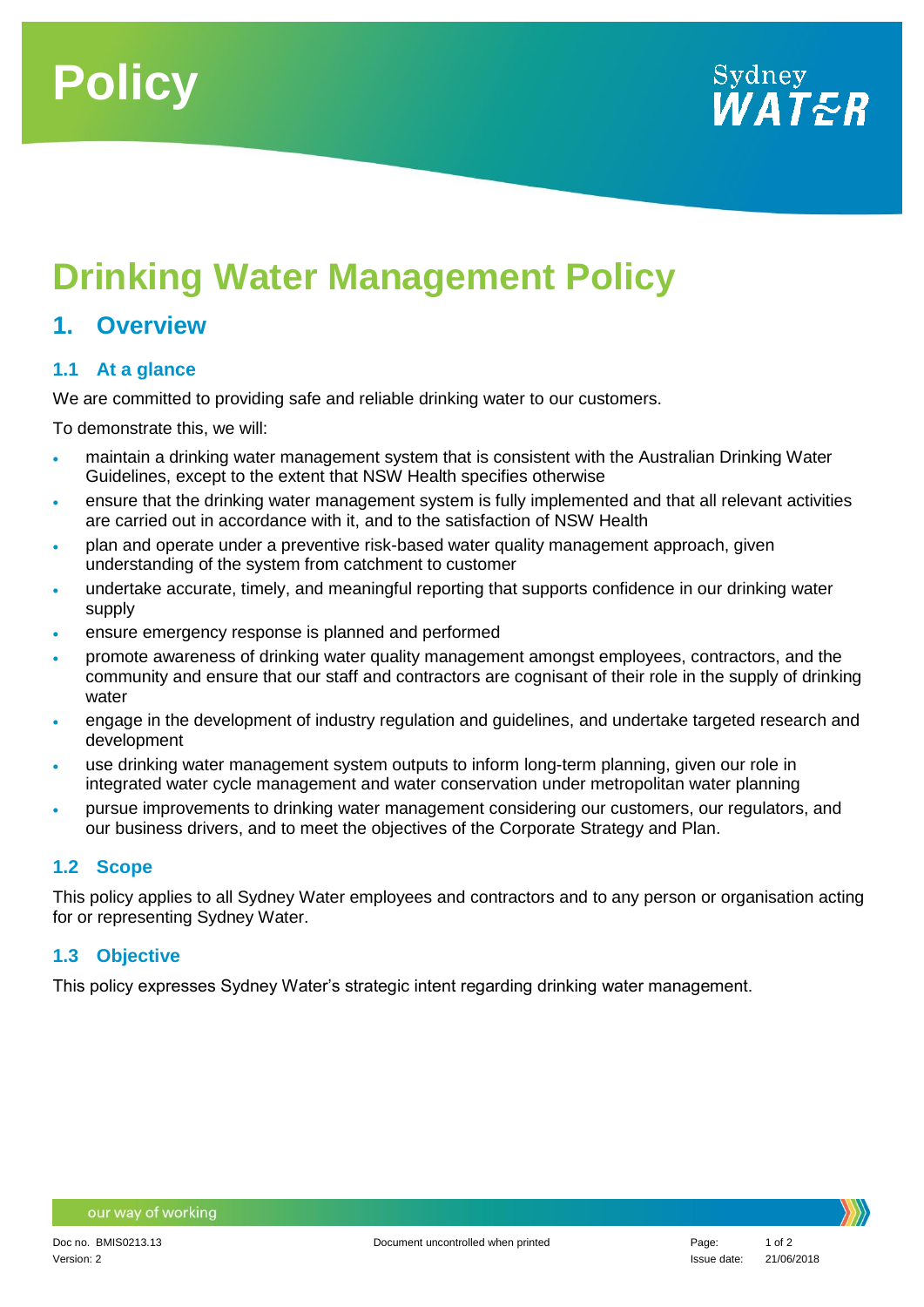# Policy

# Drinking Water Management Policy

## 1. Overview

### 1.1 At a glance

We are committed to providing safe and reliable drinking water to our customers.

To demonstrate this, we will:

- maintain a drinking water management system that is consistent with the Australian Drinking Water Guidelines, except to the extent that NSW Health specifies otherwise
- ensure that the drinking water management system is fully implemented and that all relevant activities are carried out in accordance with it, and to the satisfaction of NSW Health
- plan and operate under a preventive risk-based water quality management approach, given understanding of the system from catchment to customer
- undertake accurate, timely, and meaningful reporting that supports confidence in our drinking water supply
- ensure emergency response is planned and performed
- promote awareness of drinking water quality management amongst employees, contractors, and the community and ensure that our staff and contractors are cognisant of their role in the supply of drinking water
- engage in the development of industry regulation and guidelines, and undertake targeted research and development
- use drinking water management system outputs to inform long-term planning, given our role in integrated water cycle management and water conservation under metropolitan water planning
- pursue improvements to drinking water management considering our customers, our regulators, and our business drivers, and to meet the objectives of the Corporate Strategy and Plan.

### 1.2 Scope

This policy applies to all Sydney Water employees and contractors and to any person or organisation acting for or representing Sydney Water.

### 1.3 Objective

This policy expresses Sydney Water's strategic intent regarding drinking water management.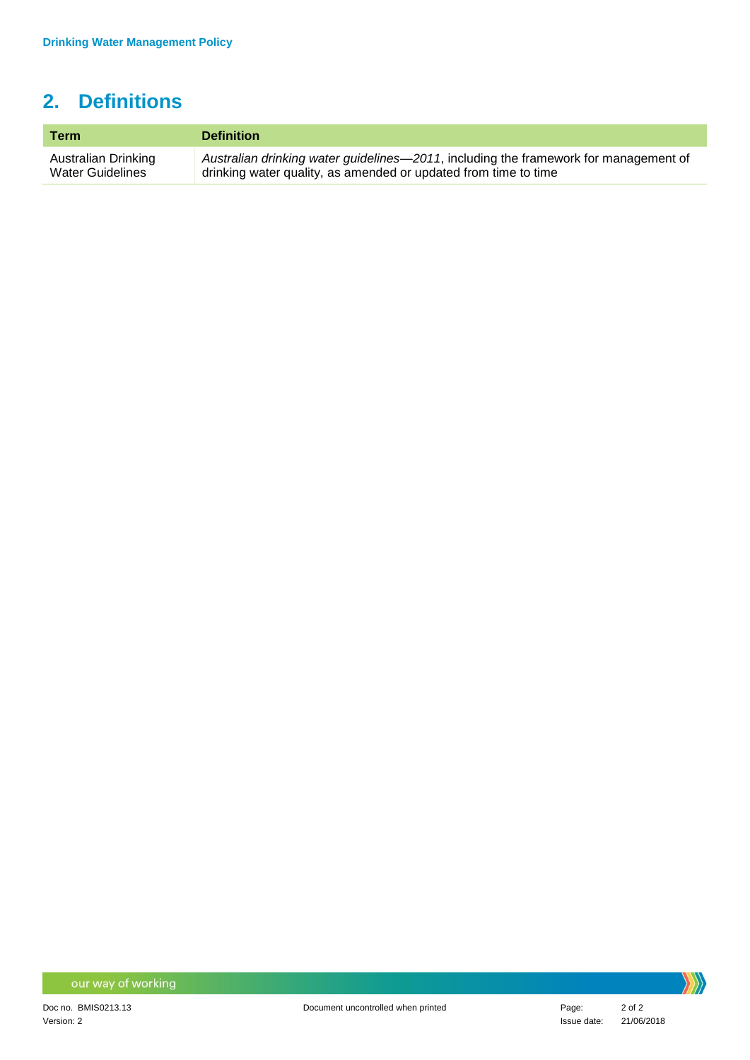## 2. Definitions

| Term | Definition |
|---|---|
| Australian Drinking Water Guidelines | *Australian drinking water guidelines—2011*, including the framework for management of drinking water quality, as amended or updated from time to time |